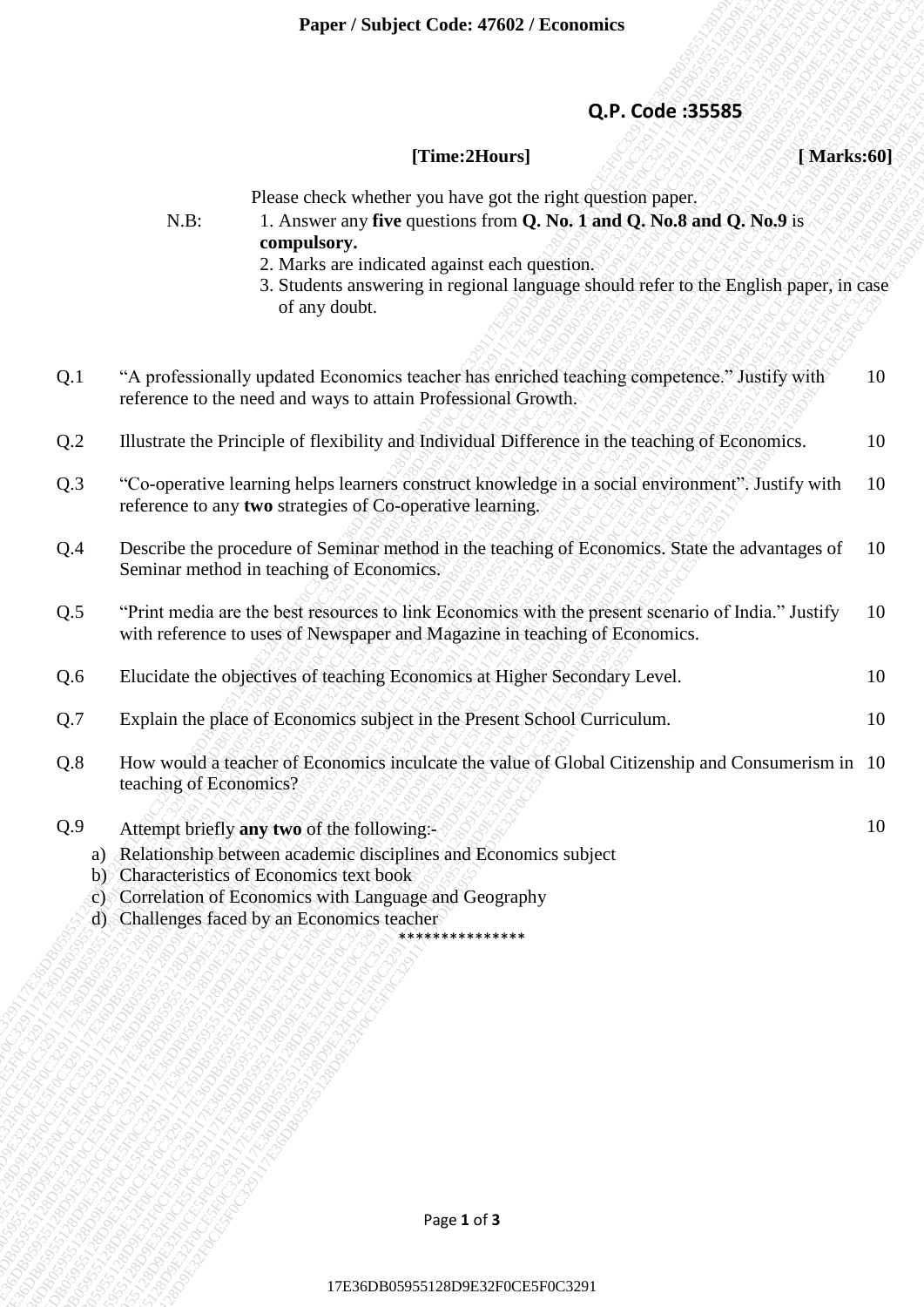**Paper / Subject Code: 47602 / Economics**

**Q.P. Code :35585**

**[Time:2Hours]** **[ Marks:60]**

Please check whether you have got the right question paper.

N.B: 1. Answer any **five** questions from **Q. No. 1 and Q. No.8 and Q. No.9** is **compulsory.**
2. Marks are indicated against each question.
3. Students answering in regional language should refer to the English paper, in case of any doubt.

| | | |
|---|---|---|
| Q.1 | "A professionally updated Economics teacher has enriched teaching competence." Justify with reference to the need and ways to attain Professional Growth. | 10 |
| Q.2 | Illustrate the Principle of flexibility and Individual Difference in the teaching of Economics. | 10 |
| Q.3 | "Co-operative learning helps learners construct knowledge in a social environment". Justify with reference to any **two** strategies of Co-operative learning. | 10 |
| Q.4 | Describe the procedure of Seminar method in the teaching of Economics. State the advantages of Seminar method in teaching of Economics. | 10 |
| Q.5 | "Print media are the best resources to link Economics with the present scenario of India." Justify with reference to uses of Newspaper and Magazine in teaching of Economics. | 10 |
| Q.6 | Elucidate the objectives of teaching Economics at Higher Secondary Level. | 10 |
| Q.7 | Explain the place of Economics subject in the Present School Curriculum. | 10 |
| Q.8 | How would a teacher of Economics inculcate the value of Global Citizenship and Consumerism in teaching of Economics? | 10 |
| Q.9 | Attempt briefly **any two** of the following:- | 10 |

a) Relationship between academic disciplines and Economics subject
b) Characteristics of Economics text book
c) Correlation of Economics with Language and Geography
d) Challenges faced by an Economics teacher

***************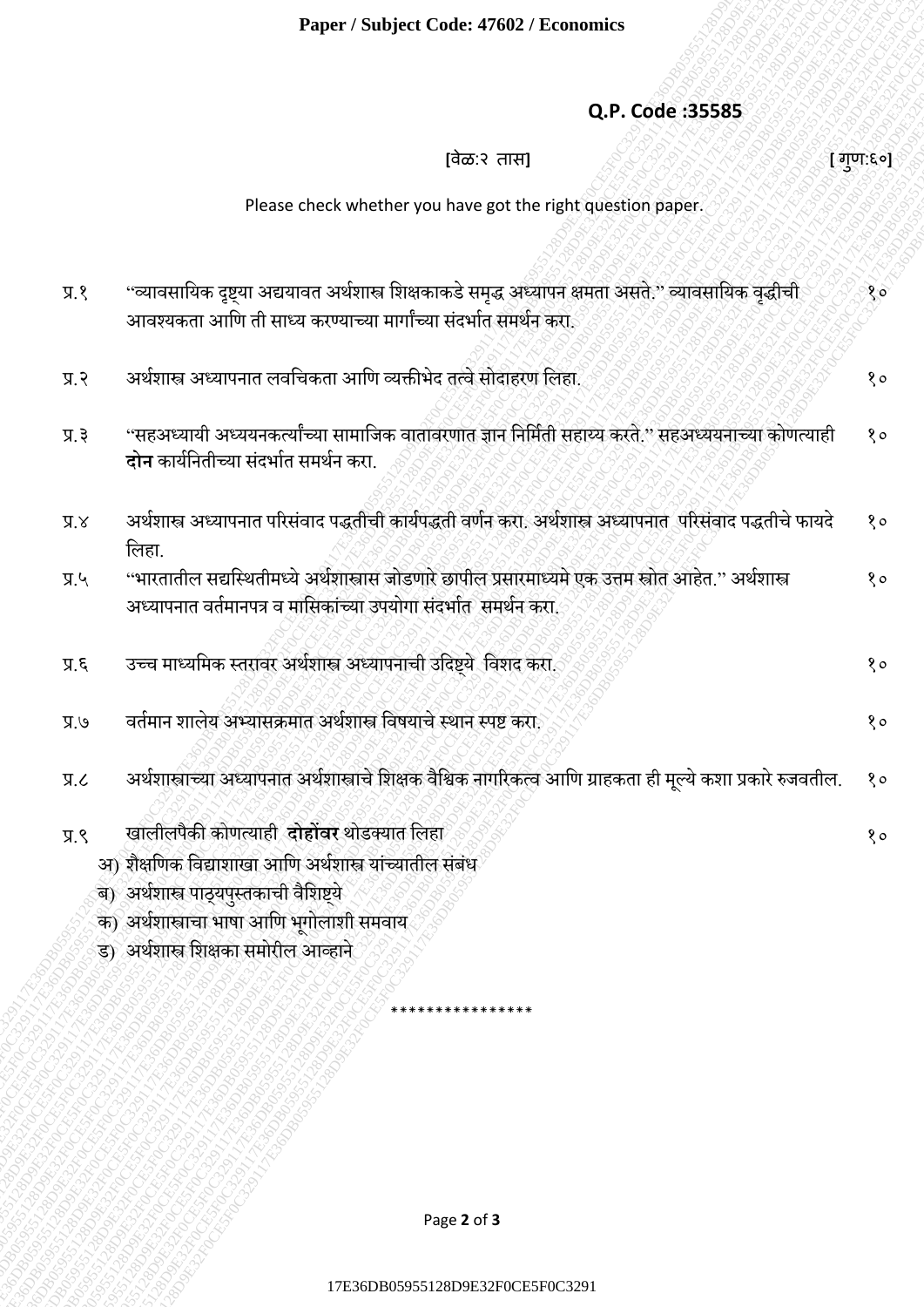Paper / Subject Code: 47602 / Economics

**Q.P. Code :35585**

[वेळ:२ तास] [ गुण:६०]

Please check whether you have got the right question paper.

प्र.१ "व्यावसायिक दृष्ट्या अद्ययावत अर्थशास्त्र शिक्षकाकडे समृद्ध अध्यापन क्षमता असते." व्यावसायिक वृद्धीची आवश्यकता आणि ती साध्य करण्याच्या मार्गांच्या संदर्भात समर्थन करा. १०

प्र.२ अर्थशास्त्र अध्यापनात लवचिकता आणि व्यक्तीभेद तत्वे सोदाहरण लिहा. १०

प्र.३ "सहअध्यायी अध्ययनकर्त्यांच्या सामाजिक वातावरणात ज्ञान निर्मिती सहाय्य करते." सहअध्ययनाच्या कोणत्याही **दोन** कार्यनितीच्या संदर्भात समर्थन करा. १०

प्र.४ अर्थशास्त्र अध्यापनात परिसंवाद पद्धतीची कार्यपद्धती वर्णन करा. अर्थशास्त्र अध्यापनात परिसंवाद पद्धतीचे फायदे लिहा. १०

प्र.५ "भारतातील सद्यस्थितीमध्ये अर्थशास्त्रास जोडणारे छापील प्रसारमाध्यमे एक उत्तम स्त्रोत आहेत." अर्थशास्त्र अध्यापनात वर्तमानपत्र व मासिकांच्या उपयोगा संदर्भात समर्थन करा. १०

प्र.६ उच्च माध्यमिक स्तरावर अर्थशास्त्र अध्यापनाची उदिष्ट्ये विशद करा. १०

प्र.७ वर्तमान शालेय अभ्यासक्रमात अर्थशास्त्र विषयाचे स्थान स्पष्ट करा. १०

प्र.८ अर्थशास्त्राच्या अध्यापनात अर्थशास्त्राचे शिक्षक वैश्विक नागरिकत्व आणि ग्राहकता ही मूल्ये कशा प्रकारे रुजवतील. १०

प्र.९ खालीलपैकी कोणत्याही **दोहोंवर** थोडक्यात लिहा १०

अ) शैक्षणिक विद्याशाखा आणि अर्थशास्त्र यांच्यातील संबंध

ब) अर्थशास्त्र पाठ्यपुस्तकाची वैशिष्ट्ये

क) अर्थशास्त्राचा भाषा आणि भूगोलाशी समवाय

ड) अर्थशास्त्र शिक्षका समोरील आव्हाने

****************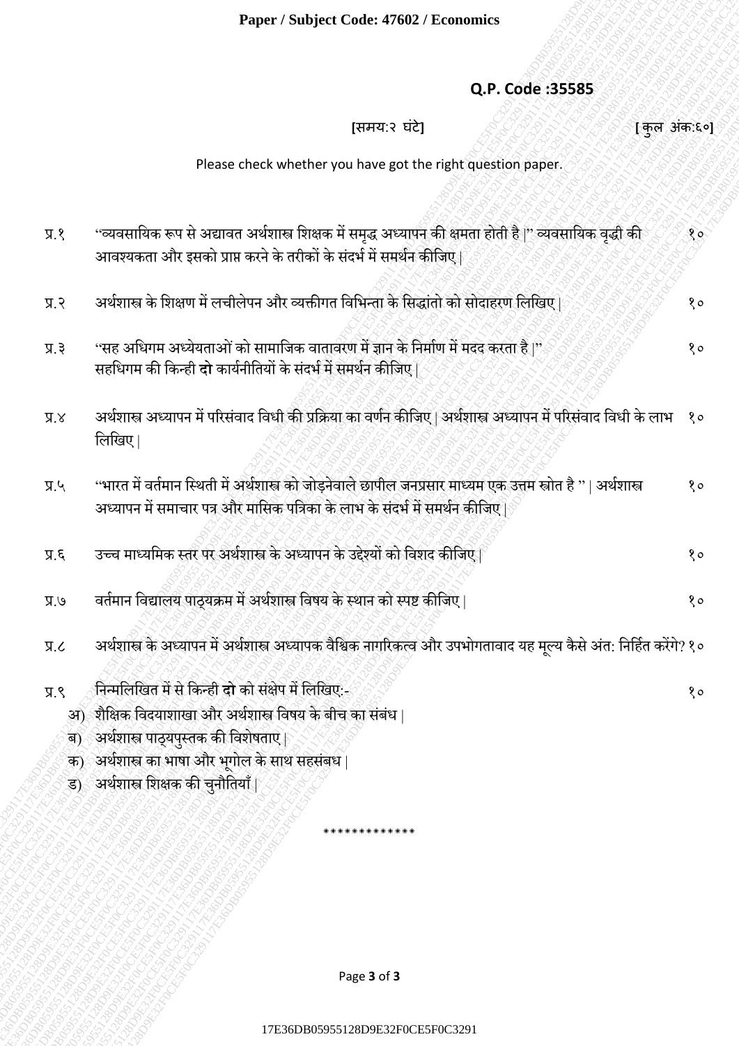**Paper / Subject Code: 47602 / Economics**

**Q.P. Code :35585**

[समय:२ घंटे] **[कुल अंक:६०]**

Please check whether you have got the right question paper.

प्र.१ "व्यवसायिक रूप से अद्यावत अर्थशास्त्र शिक्षक में समृद्ध अध्यापन की क्षमता होती है |" व्यवसायिक वृद्धी की आवश्यकता और इसको प्राप्त करने के तरीकों के संदर्भ में समर्थन कीजिए | १०

प्र.२ अर्थशास्त्र के शिक्षण में लचीलेपन और व्यक्तीगत विभिन्ता के सिद्धांतो को सोदाहरण लिखिए | १०

प्र.३ "सह अधिगम अध्येयताओं को सामाजिक वातावरण में ज्ञान के निर्माण में मदद करता है |" सहधिगम की किन्ही **दो** कार्यनीतियों के संदर्भ में समर्थन कीजिए | १०

प्र.४ अर्थशास्त्र अध्यापन में परिसंवाद विधी की प्रक्रिया का वर्णन कीजिए | अर्थशास्त्र अध्यापन में परिसंवाद विधी के लाभ लिखिए | १०

प्र.५ "भारत में वर्तमान स्थिती में अर्थशास्त्र को जोड़नेवाले छापील जनप्रसार माध्यम एक उत्तम स्रोत है " | अर्थशास्त्र अध्यापन में समाचार पत्र और मासिक पत्रिका के लाभ के संदर्भ में समर्थन कीजिए | १०

प्र.६ उच्च माध्यमिक स्तर पर अर्थशास्त्र के अध्यापन के उद्देश्यों को विशद कीजिए | १०

प्र.७ वर्तमान विद्यालय पाठ्यक्रम में अर्थशास्त्र विषय के स्थान को स्पष्ट कीजिए | १०

प्र.८ अर्थशास्त्र के अध्यापन में अर्थशास्त्र अध्यापक वैश्विक नागरिकत्व और उपभोगतावाद यह मूल्य कैसे अंत: निर्हित करेंगे? १०

प्र.९ निम्नलिखित में से किन्ही **दो** को संक्षेप में लिखिए:- १०

अ) शैक्षिक विदयाशाखा और अर्थशास्त्र विषय के बीच का संबंध |

ब) अर्थशास्त्र पाठ्यपुस्तक की विशेषताए |

क) अर्थशास्त्र का भाषा और भूगोल के साथ सहसंबध |

ड) अर्थशास्त्र शिक्षक की चुनौतियाँ |

*************

17E36DB05955128D9E32F0CE5F0C3291